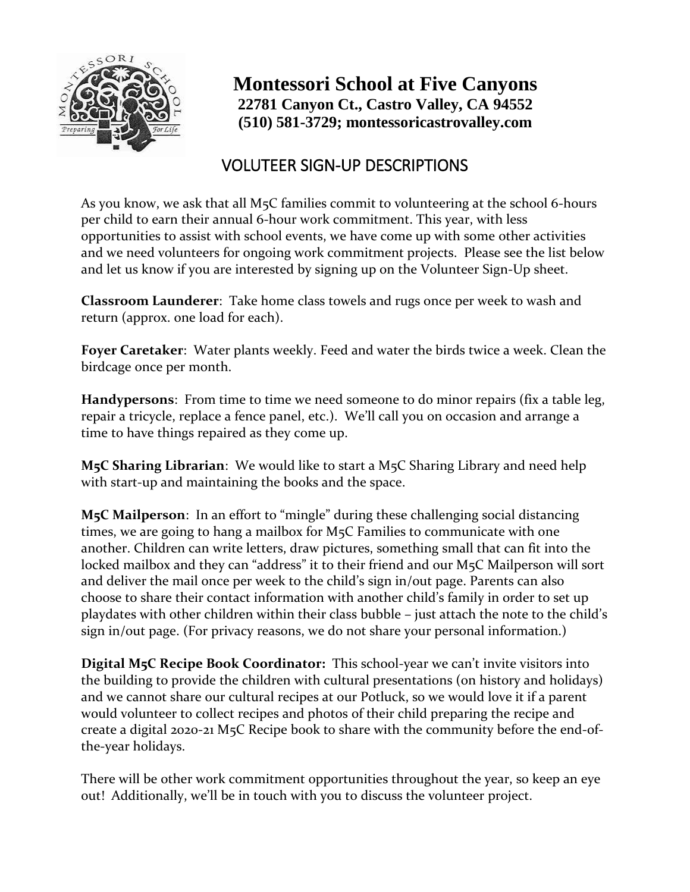# Montessori School at Five Canyons

**22781 Canyon Ct., Castro Valley, CA 94552**
**(510) 581-3729; montessoricastrovalley.com**

## VOLUTEER SIGN-UP DESCRIPTIONS

As you know, we ask that all M5C families commit to volunteering at the school 6-hours per child to earn their annual 6-hour work commitment. This year, with less opportunities to assist with school events, we have come up with some other activities and we need volunteers for ongoing work commitment projects. Please see the list below and let us know if you are interested by signing up on the Volunteer Sign-Up sheet.

**Classroom Launderer**: Take home class towels and rugs once per week to wash and return (approx. one load for each).

**Foyer Caretaker**: Water plants weekly. Feed and water the birds twice a week. Clean the birdcage once per month.

**Handypersons**: From time to time we need someone to do minor repairs (fix a table leg, repair a tricycle, replace a fence panel, etc.). We'll call you on occasion and arrange a time to have things repaired as they come up.

**M5C Sharing Librarian**: We would like to start a M5C Sharing Library and need help with start-up and maintaining the books and the space.

**M5C Mailperson**: In an effort to "mingle" during these challenging social distancing times, we are going to hang a mailbox for M5C Families to communicate with one another. Children can write letters, draw pictures, something small that can fit into the locked mailbox and they can "address" it to their friend and our M5C Mailperson will sort and deliver the mail once per week to the child's sign in/out page. Parents can also choose to share their contact information with another child's family in order to set up playdates with other children within their class bubble – just attach the note to the child's sign in/out page. (For privacy reasons, we do not share your personal information.)

**Digital M5C Recipe Book Coordinator:** This school-year we can't invite visitors into the building to provide the children with cultural presentations (on history and holidays) and we cannot share our cultural recipes at our Potluck, so we would love it if a parent would volunteer to collect recipes and photos of their child preparing the recipe and create a digital 2020-21 M5C Recipe book to share with the community before the end-of-the-year holidays.

There will be other work commitment opportunities throughout the year, so keep an eye out! Additionally, we'll be in touch with you to discuss the volunteer project.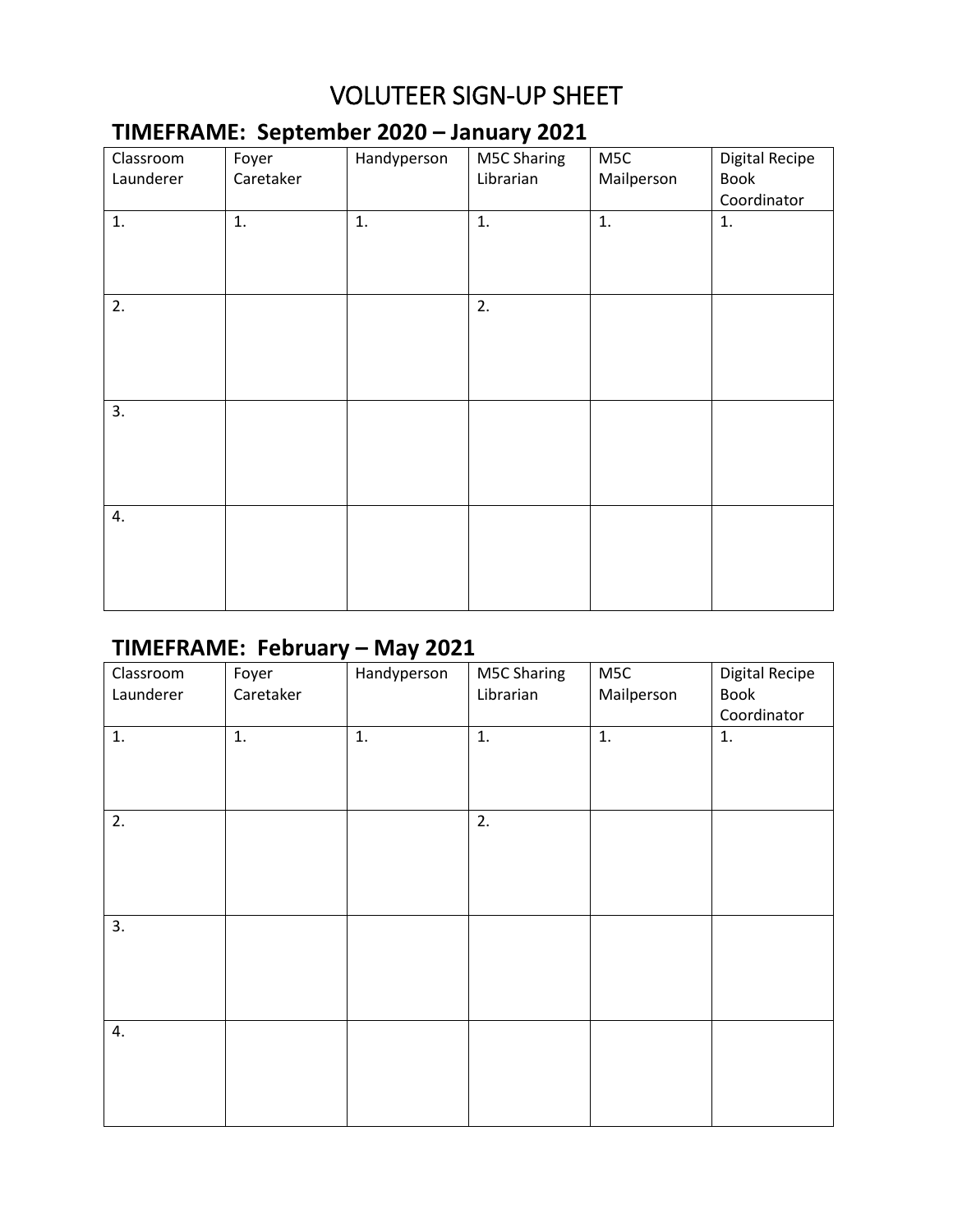# VOLUTEER SIGN-UP SHEET

## TIMEFRAME: September 2020 – January 2021

| Classroom Launderer | Foyer Caretaker | Handyperson | M5C Sharing Librarian | M5C Mailperson | Digital Recipe Book Coordinator |
|---|---|---|---|---|---|
| 1. | 1. | 1. | 1. | 1. | 1. |
| 2. | | | 2. | | |
| 3. | | | | | |
| 4. | | | | | |

## TIMEFRAME: February – May 2021

| Classroom Launderer | Foyer Caretaker | Handyperson | M5C Sharing Librarian | M5C Mailperson | Digital Recipe Book Coordinator |
|---|---|---|---|---|---|
| 1. | 1. | 1. | 1. | 1. | 1. |
| 2. | | | 2. | | |
| 3. | | | | | |
| 4. | | | | | |